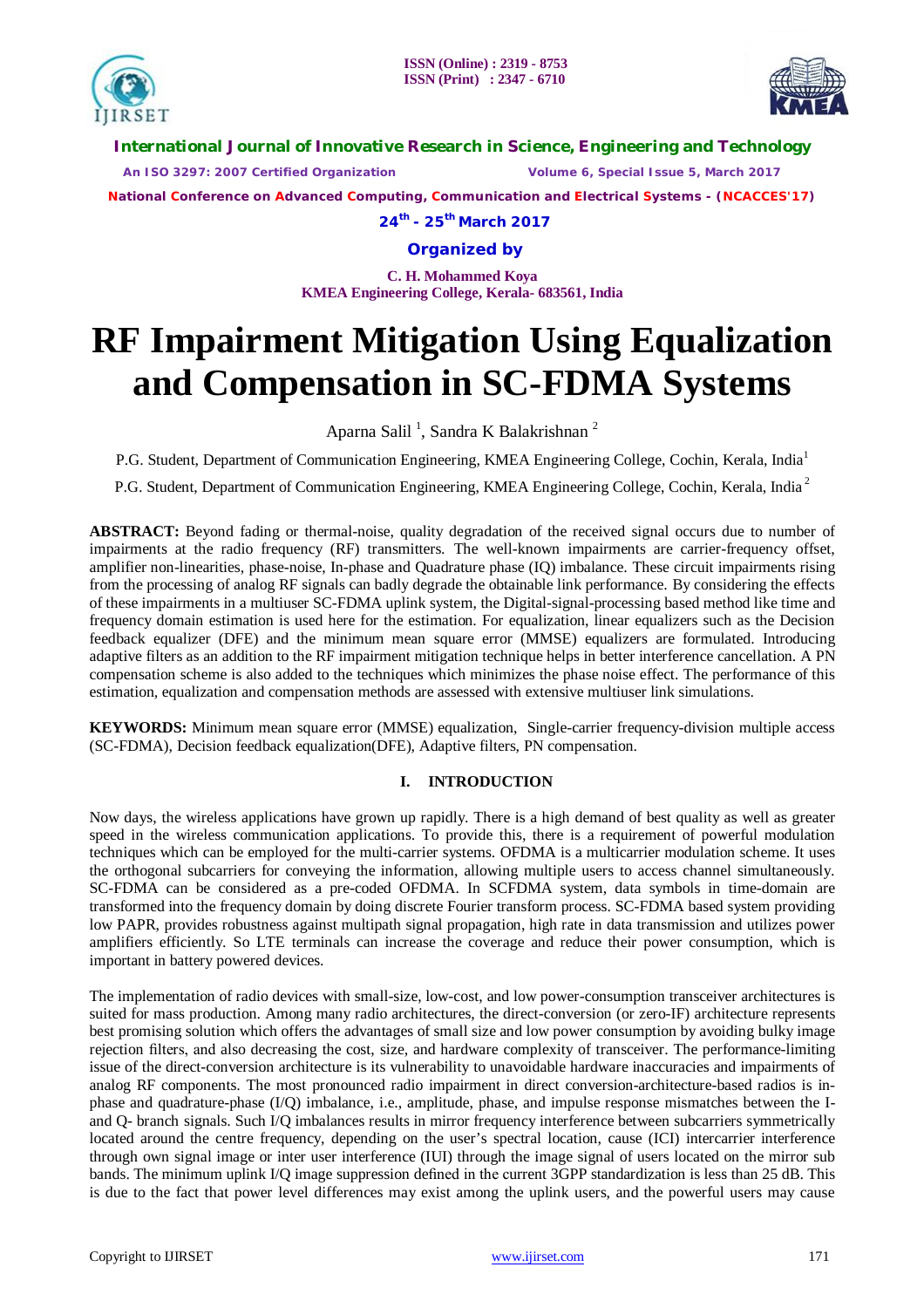# RF Impairment Mitigation Using Equalization and Compensation in SC-FDMA Systems

Aparna Salil [1], Sandra K Balakrishnan [2]

P.G. Student, Department of Communication Engineering, KMEA Engineering College, Cochin, Kerala, India[1]

P.G. Student, Department of Communication Engineering, KMEA Engineering College, Cochin, Kerala, India[2]

**ABSTRACT:** Beyond fading or thermal-noise, quality degradation of the received signal occurs due to number of impairments at the radio frequency (RF) transmitters. The well-known impairments are carrier-frequency offset, amplifier non-linearities, phase-noise, In-phase and Quadrature phase (IQ) imbalance. These circuit impairments rising from the processing of analog RF signals can badly degrade the obtainable link performance. By considering the effects of these impairments in a multiuser SC-FDMA uplink system, the Digital-signal-processing based method like time and frequency domain estimation is used here for the estimation. For equalization, linear equalizers such as the Decision feedback equalizer (DFE) and the minimum mean square error (MMSE) equalizers are formulated. Introducing adaptive filters as an addition to the RF impairment mitigation technique helps in better interference cancellation. A PN compensation scheme is also added to the techniques which minimizes the phase noise effect. The performance of this estimation, equalization and compensation methods are assessed with extensive multiuser link simulations.

**KEYWORDS:** Minimum mean square error (MMSE) equalization, Single-carrier frequency-division multiple access (SC-FDMA), Decision feedback equalization(DFE), Adaptive filters, PN compensation.

## I. INTRODUCTION

Now days, the wireless applications have grown up rapidly. There is a high demand of best quality as well as greater speed in the wireless communication applications. To provide this, there is a requirement of powerful modulation techniques which can be employed for the multi-carrier systems. OFDMA is a multicarrier modulation scheme. It uses the orthogonal subcarriers for conveying the information, allowing multiple users to access channel simultaneously. SC-FDMA can be considered as a pre-coded OFDMA. In SCFDMA system, data symbols in time-domain are transformed into the frequency domain by doing discrete Fourier transform process. SC-FDMA based system providing low PAPR, provides robustness against multipath signal propagation, high rate in data transmission and utilizes power amplifiers efficiently. So LTE terminals can increase the coverage and reduce their power consumption, which is important in battery powered devices.

The implementation of radio devices with small-size, low-cost, and low power-consumption transceiver architectures is suited for mass production. Among many radio architectures, the direct-conversion (or zero-IF) architecture represents best promising solution which offers the advantages of small size and low power consumption by avoiding bulky image rejection filters, and also decreasing the cost, size, and hardware complexity of transceiver. The performance-limiting issue of the direct-conversion architecture is its vulnerability to unavoidable hardware inaccuracies and impairments of analog RF components. The most pronounced radio impairment in direct conversion-architecture-based radios is in-phase and quadrature-phase (I/Q) imbalance, i.e., amplitude, phase, and impulse response mismatches between the I- and Q- branch signals. Such I/Q imbalances results in mirror frequency interference between subcarriers symmetrically located around the centre frequency, depending on the user's spectral location, cause (ICI) intercarrier interference through own signal image or inter user interference (IUI) through the image signal of users located on the mirror sub bands. The minimum uplink I/Q image suppression defined in the current 3GPP standardization is less than 25 dB. This is due to the fact that power level differences may exist among the uplink users, and the powerful users may cause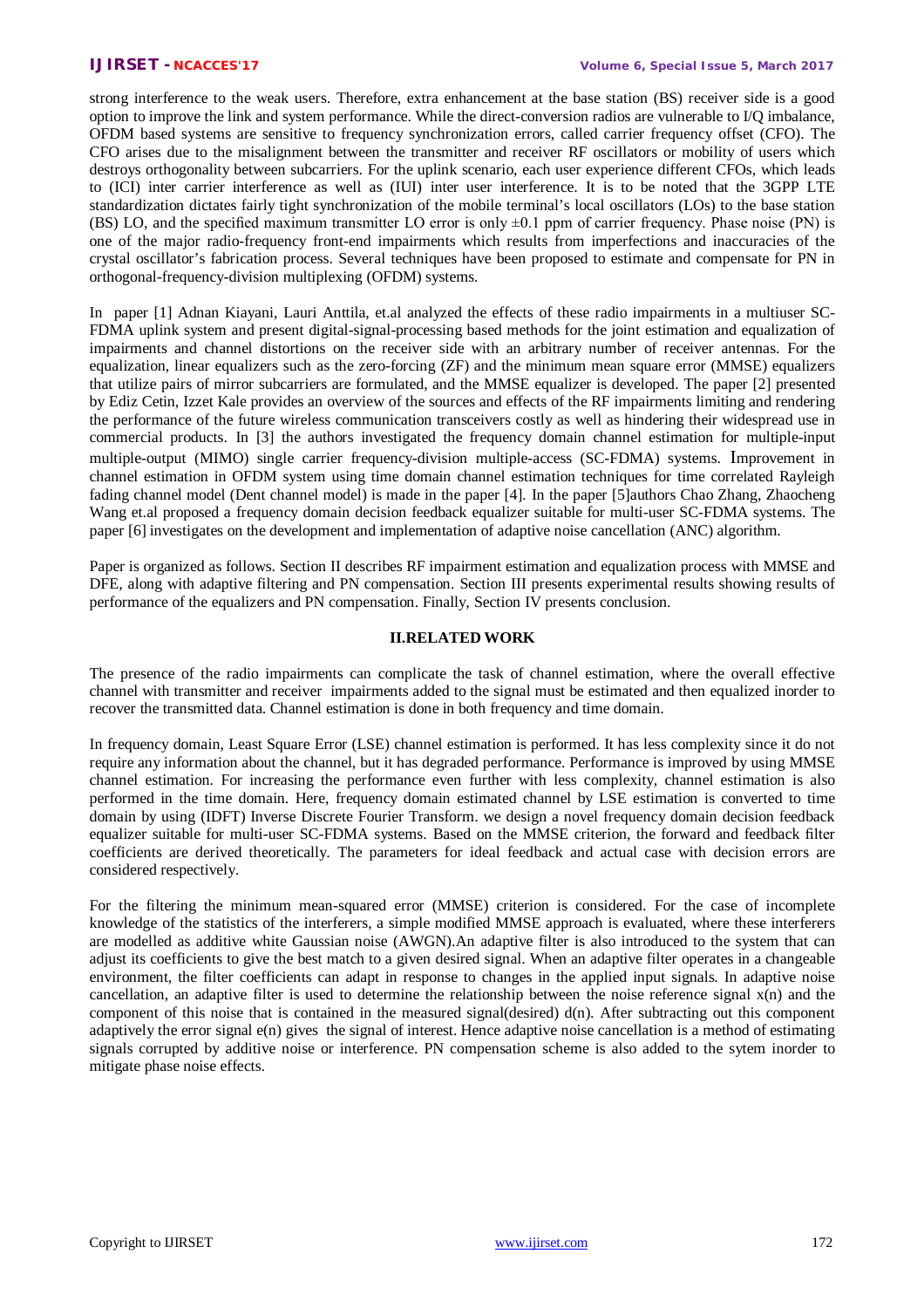strong interference to the weak users. Therefore, extra enhancement at the base station (BS) receiver side is a good option to improve the link and system performance. While the direct-conversion radios are vulnerable to I/Q imbalance, OFDM based systems are sensitive to frequency synchronization errors, called carrier frequency offset (CFO). The CFO arises due to the misalignment between the transmitter and receiver RF oscillators or mobility of users which destroys orthogonality between subcarriers. For the uplink scenario, each user experience different CFOs, which leads to (ICI) inter carrier interference as well as (IUI) inter user interference. It is to be noted that the 3GPP LTE standardization dictates fairly tight synchronization of the mobile terminal's local oscillators (LOs) to the base station (BS) LO, and the specified maximum transmitter LO error is only ±0.1 ppm of carrier frequency. Phase noise (PN) is one of the major radio-frequency front-end impairments which results from imperfections and inaccuracies of the crystal oscillator's fabrication process. Several techniques have been proposed to estimate and compensate for PN in orthogonal-frequency-division multiplexing (OFDM) systems.

In paper [1] Adnan Kiayani, Lauri Anttila, et.al analyzed the effects of these radio impairments in a multiuser SC-FDMA uplink system and present digital-signal-processing based methods for the joint estimation and equalization of impairments and channel distortions on the receiver side with an arbitrary number of receiver antennas. For the equalization, linear equalizers such as the zero-forcing (ZF) and the minimum mean square error (MMSE) equalizers that utilize pairs of mirror subcarriers are formulated, and the MMSE equalizer is developed. The paper [2] presented by Ediz Cetin, Izzet Kale provides an overview of the sources and effects of the RF impairments limiting and rendering the performance of the future wireless communication transceivers costly as well as hindering their widespread use in commercial products. In [3] the authors investigated the frequency domain channel estimation for multiple-input multiple-output (MIMO) single carrier frequency-division multiple-access (SC-FDMA) systems. Improvement in channel estimation in OFDM system using time domain channel estimation techniques for time correlated Rayleigh fading channel model (Dent channel model) is made in the paper [4]. In the paper [5]authors Chao Zhang, Zhaocheng Wang et.al proposed a frequency domain decision feedback equalizer suitable for multi-user SC-FDMA systems. The paper [6] investigates on the development and implementation of adaptive noise cancellation (ANC) algorithm.

Paper is organized as follows. Section II describes RF impairment estimation and equalization process with MMSE and DFE, along with adaptive filtering and PN compensation. Section III presents experimental results showing results of performance of the equalizers and PN compensation. Finally, Section IV presents conclusion.

## II.RELATED WORK

The presence of the radio impairments can complicate the task of channel estimation, where the overall effective channel with transmitter and receiver impairments added to the signal must be estimated and then equalized inorder to recover the transmitted data. Channel estimation is done in both frequency and time domain.

In frequency domain, Least Square Error (LSE) channel estimation is performed. It has less complexity since it do not require any information about the channel, but it has degraded performance. Performance is improved by using MMSE channel estimation. For increasing the performance even further with less complexity, channel estimation is also performed in the time domain. Here, frequency domain estimated channel by LSE estimation is converted to time domain by using (IDFT) Inverse Discrete Fourier Transform. we design a novel frequency domain decision feedback equalizer suitable for multi-user SC-FDMA systems. Based on the MMSE criterion, the forward and feedback filter coefficients are derived theoretically. The parameters for ideal feedback and actual case with decision errors are considered respectively.

For the filtering the minimum mean-squared error (MMSE) criterion is considered. For the case of incomplete knowledge of the statistics of the interferers, a simple modified MMSE approach is evaluated, where these interferers are modelled as additive white Gaussian noise (AWGN).An adaptive filter is also introduced to the system that can adjust its coefficients to give the best match to a given desired signal. When an adaptive filter operates in a changeable environment, the filter coefficients can adapt in response to changes in the applied input signals. In adaptive noise cancellation, an adaptive filter is used to determine the relationship between the noise reference signal $x(n)$ and the component of this noise that is contained in the measured signal(desired) $d(n)$. After subtracting out this component adaptively the error signal $e(n)$ gives the signal of interest. Hence adaptive noise cancellation is a method of estimating signals corrupted by additive noise or interference. PN compensation scheme is also added to the sytem inorder to mitigate phase noise effects.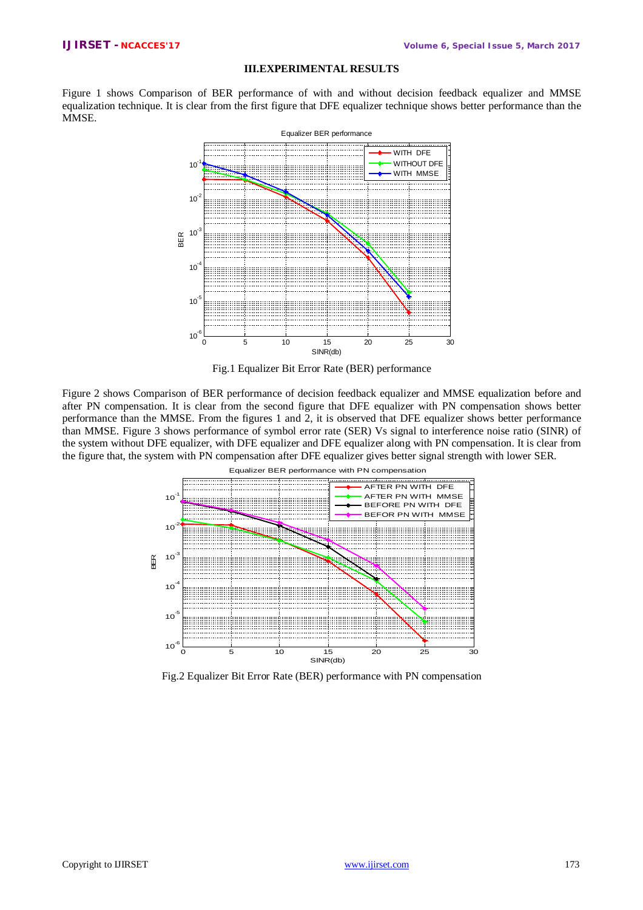## III.EXPERIMENTAL RESULTS

Figure 1 shows Comparison of BER performance of with and without decision feedback equalizer and MMSE equalization technique. It is clear from the first figure that DFE equalizer technique shows better performance than the MMSE.

Fig.1 Equalizer Bit Error Rate (BER) performance

Figure 2 shows Comparison of BER performance of decision feedback equalizer and MMSE equalization before and after PN compensation. It is clear from the second figure that DFE equalizer with PN compensation shows better performance than the MMSE. From the figures 1 and 2, it is observed that DFE equalizer shows better performance than MMSE. Figure 3 shows performance of symbol error rate (SER) Vs signal to interference noise ratio (SINR) of the system without DFE equalizer, with DFE equalizer and DFE equalizer along with PN compensation. It is clear from the figure that, the system with PN compensation after DFE equalizer gives better signal strength with lower SER.

Fig.2 Equalizer Bit Error Rate (BER) performance with PN compensation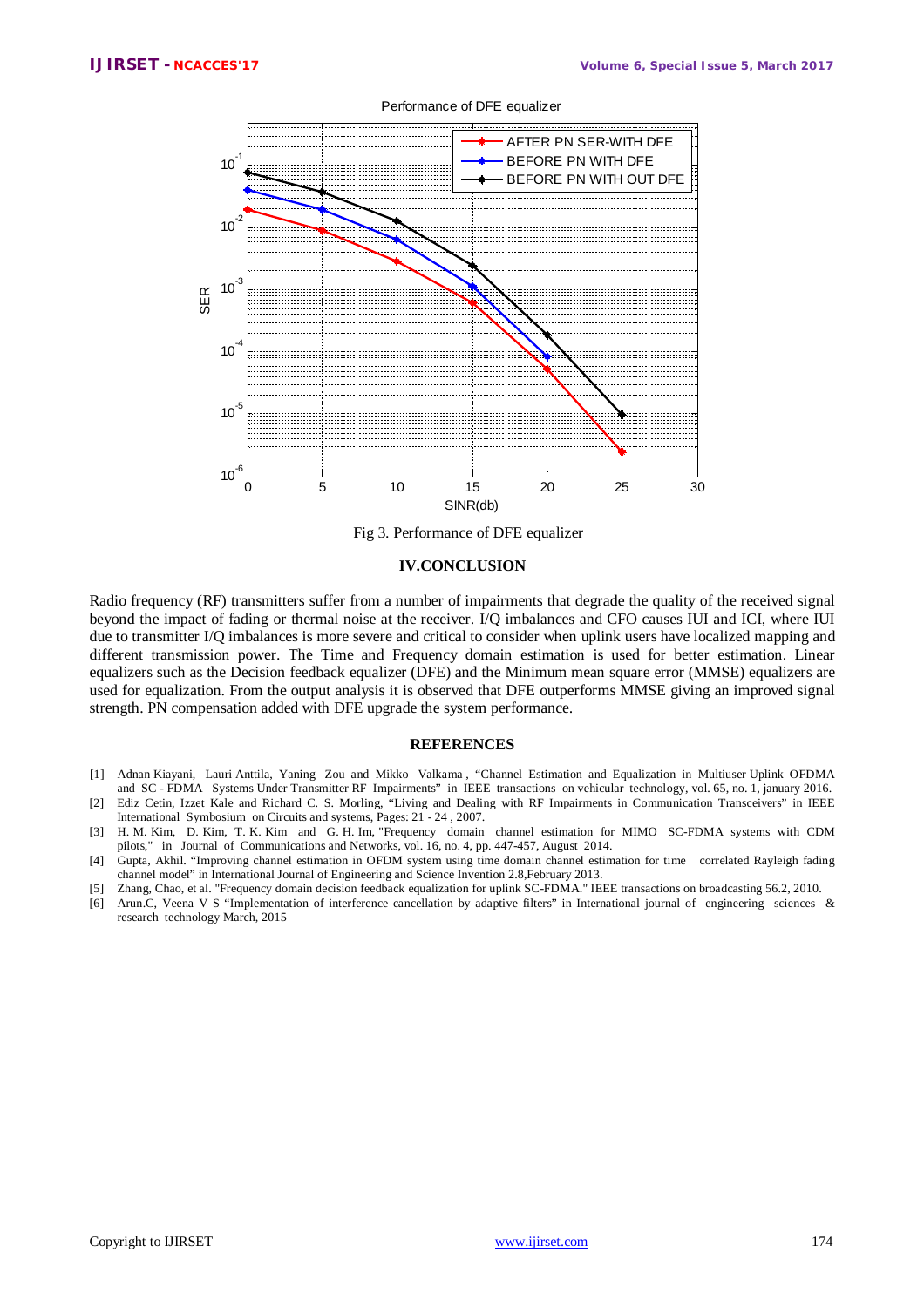Performance of DFE equalizer

AFTER PN SER-WITH DFE
BEFORE PN WITH DFE
BEFORE PN WITH OUT DFE

SER

$10^{-1}$
$10^{-2}$
$10^{-3}$
$10^{-4}$
$10^{-5}$
$10^{-6}$

0 5 10 15 20 25 30

SINR(db)

Fig 3. Performance of DFE equalizer

## IV.CONCLUSION

Radio frequency (RF) transmitters suffer from a number of impairments that degrade the quality of the received signal beyond the impact of fading or thermal noise at the receiver. I/Q imbalances and CFO causes IUI and ICI, where IUI due to transmitter I/Q imbalances is more severe and critical to consider when uplink users have localized mapping and different transmission power. The Time and Frequency domain estimation is used for better estimation. Linear equalizers such as the Decision feedback equalizer (DFE) and the Minimum mean square error (MMSE) equalizers are used for equalization. From the output analysis it is observed that DFE outperforms MMSE giving an improved signal strength. PN compensation added with DFE upgrade the system performance.

## REFERENCES

[1] Adnan Kiayani, Lauri Anttila, Yaning Zou and Mikko Valkama , "Channel Estimation and Equalization in Multiuser Uplink OFDMA and SC - FDMA Systems Under Transmitter RF Impairments" in IEEE transactions on vehicular technology, vol. 65, no. 1, january 2016.

[2] Ediz Cetin, Izzet Kale and Richard C. S. Morling, "Living and Dealing with RF Impairments in Communication Transceivers" in IEEE International Symbosium on Circuits and systems, Pages: 21 - 24 , 2007.

[3] H. M. Kim, D. Kim, T. K. Kim and G. H. Im, "Frequency domain channel estimation for MIMO SC-FDMA systems with CDM pilots," in Journal of Communications and Networks, vol. 16, no. 4, pp. 447-457, August 2014.

[4] Gupta, Akhil. "Improving channel estimation in OFDM system using time domain channel estimation for time correlated Rayleigh fading channel model" in International Journal of Engineering and Science Invention 2.8,February 2013.

[5] Zhang, Chao, et al. "Frequency domain decision feedback equalization for uplink SC-FDMA." IEEE transactions on broadcasting 56.2, 2010.

[6] Arun.C, Veena V S "Implementation of interference cancellation by adaptive filters" in International journal of engineering sciences & research technology March, 2015